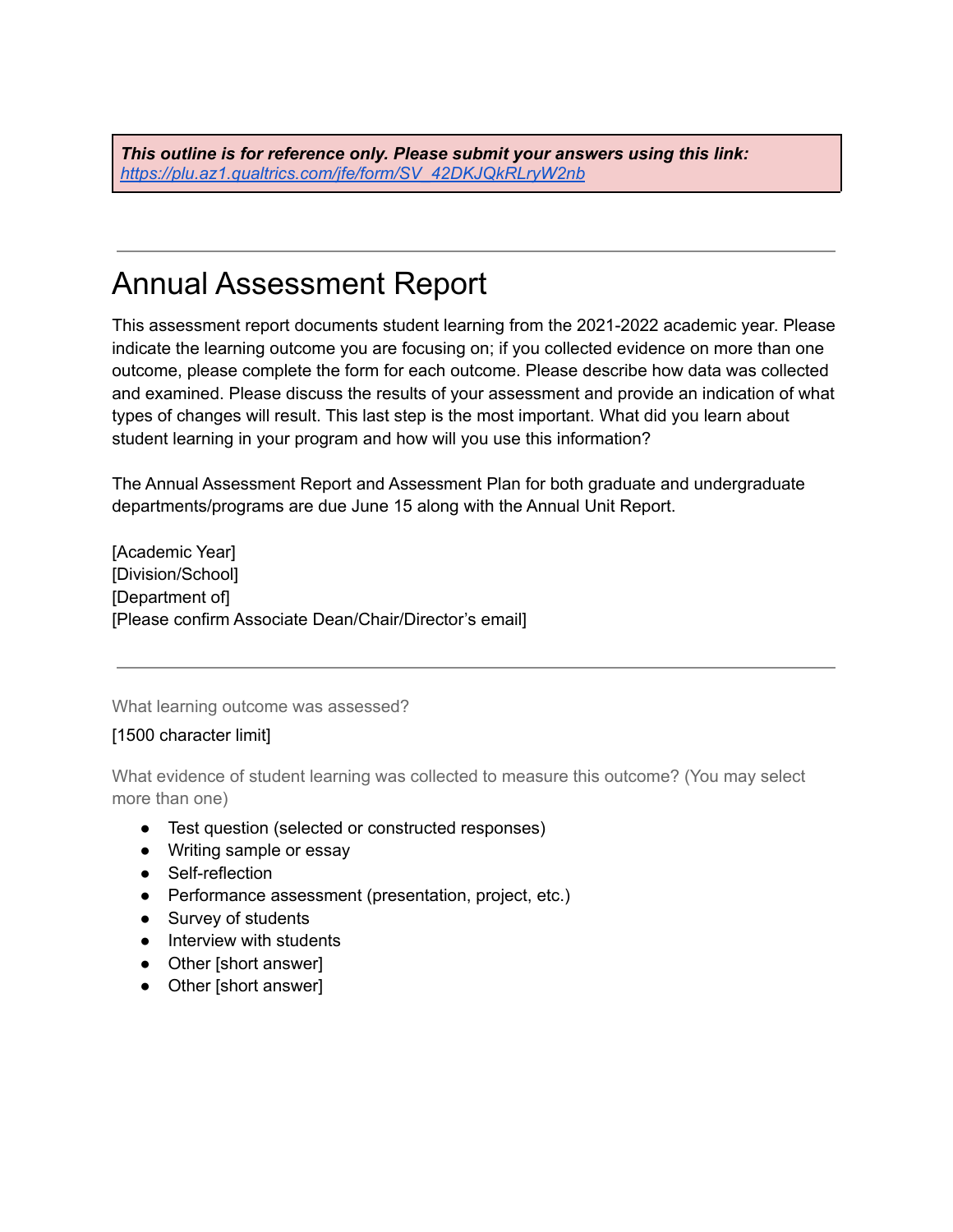***This outline is for reference only. Please submit your answers using this link:*** ***[https://plu.az1.qualtrics.com/jfe/form/SV_42DKJQkRLryW2nb](https://plu.az1.qualtrics.com/jfe/form/SV_42DKJQkRLryW2nb)***

---

# Annual Assessment Report

This assessment report documents student learning from the 2021-2022 academic year. Please indicate the learning outcome you are focusing on; if you collected evidence on more than one outcome, please complete the form for each outcome. Please describe how data was collected and examined. Please discuss the results of your assessment and provide an indication of what types of changes will result. This last step is the most important. What did you learn about student learning in your program and how will you use this information?

The Annual Assessment Report and Assessment Plan for both graduate and undergraduate departments/programs are due June 15 along with the Annual Unit Report.

[Academic Year]
[Division/School]
[Department of]
[Please confirm Associate Dean/Chair/Director's email]

---

What learning outcome was assessed?

[1500 character limit]

What evidence of student learning was collected to measure this outcome? (You may select more than one)

- Test question (selected or constructed responses)
- Writing sample or essay
- Self-reflection
- Performance assessment (presentation, project, etc.)
- Survey of students
- Interview with students
- Other [short answer]
- Other [short answer]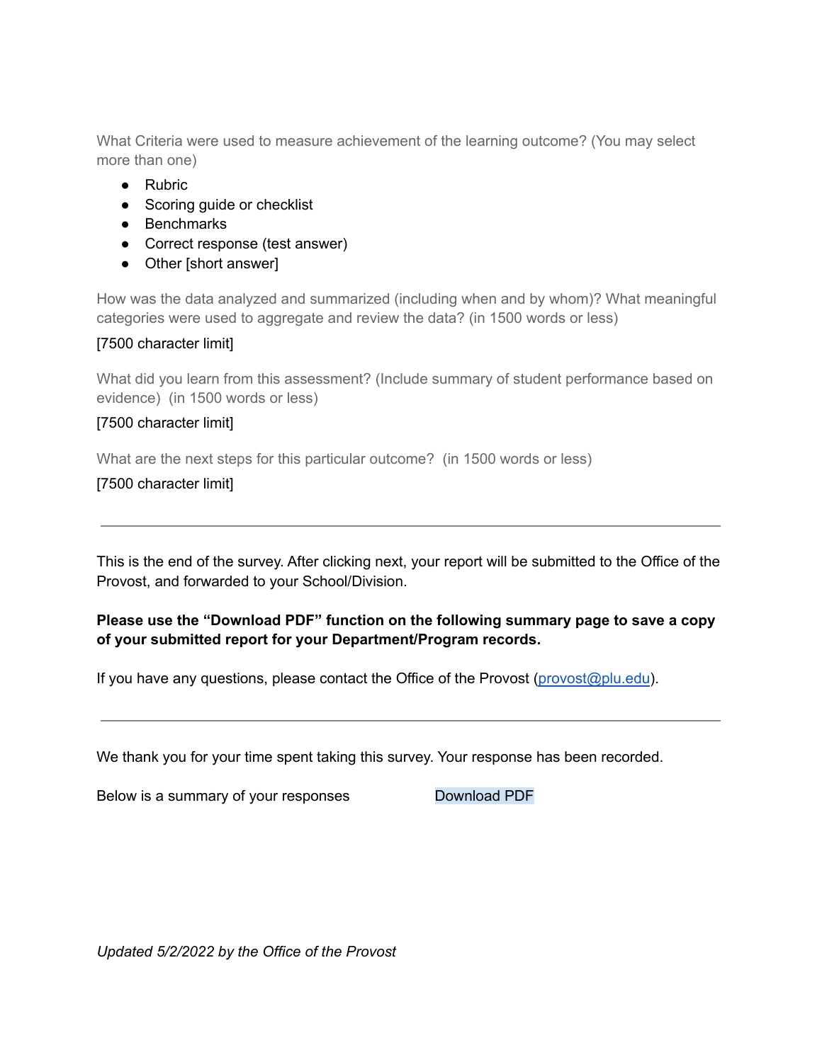What Criteria were used to measure achievement of the learning outcome? (You may select more than one)

- Rubric
- Scoring guide or checklist
- Benchmarks
- Correct response (test answer)
- Other [short answer]

How was the data analyzed and summarized (including when and by whom)? What meaningful categories were used to aggregate and review the data? (in 1500 words or less)

[7500 character limit]

What did you learn from this assessment? (Include summary of student performance based on evidence) (in 1500 words or less)

[7500 character limit]

What are the next steps for this particular outcome? (in 1500 words or less)

[7500 character limit]

---

This is the end of the survey. After clicking next, your report will be submitted to the Office of the Provost, and forwarded to your School/Division.

**Please use the "Download PDF" function on the following summary page to save a copy of your submitted report for your Department/Program records.**

If you have any questions, please contact the Office of the Provost (provost@plu.edu).

---

We thank you for your time spent taking this survey. Your response has been recorded.

Below is a summary of your responses Download PDF

*Updated 5/2/2022 by the Office of the Provost*